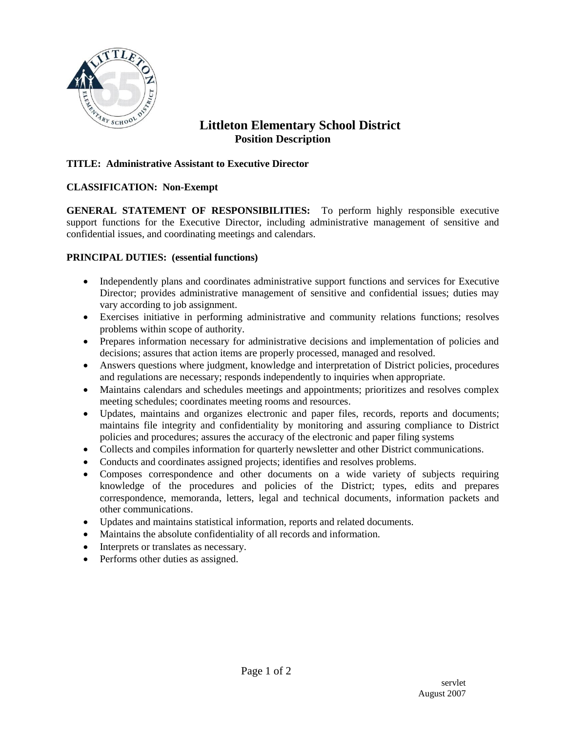# Littleton Elementary School District

## Position Description

**TITLE: Administrative Assistant to Executive Director**

**CLASSIFICATION: Non-Exempt**

**GENERAL STATEMENT OF RESPONSIBILITIES:** To perform highly responsible executive support functions for the Executive Director, including administrative management of sensitive and confidential issues, and coordinating meetings and calendars.

**PRINCIPAL DUTIES: (essential functions)**

- Independently plans and coordinates administrative support functions and services for Executive Director; provides administrative management of sensitive and confidential issues; duties may vary according to job assignment.
- Exercises initiative in performing administrative and community relations functions; resolves problems within scope of authority.
- Prepares information necessary for administrative decisions and implementation of policies and decisions; assures that action items are properly processed, managed and resolved.
- Answers questions where judgment, knowledge and interpretation of District policies, procedures and regulations are necessary; responds independently to inquiries when appropriate.
- Maintains calendars and schedules meetings and appointments; prioritizes and resolves complex meeting schedules; coordinates meeting rooms and resources.
- Updates, maintains and organizes electronic and paper files, records, reports and documents; maintains file integrity and confidentiality by monitoring and assuring compliance to District policies and procedures; assures the accuracy of the electronic and paper filing systems
- Collects and compiles information for quarterly newsletter and other District communications.
- Conducts and coordinates assigned projects; identifies and resolves problems.
- Composes correspondence and other documents on a wide variety of subjects requiring knowledge of the procedures and policies of the District; types, edits and prepares correspondence, memoranda, letters, legal and technical documents, information packets and other communications.
- Updates and maintains statistical information, reports and related documents.
- Maintains the absolute confidentiality of all records and information.
- Interprets or translates as necessary.
- Performs other duties as assigned.

servlet
August 2007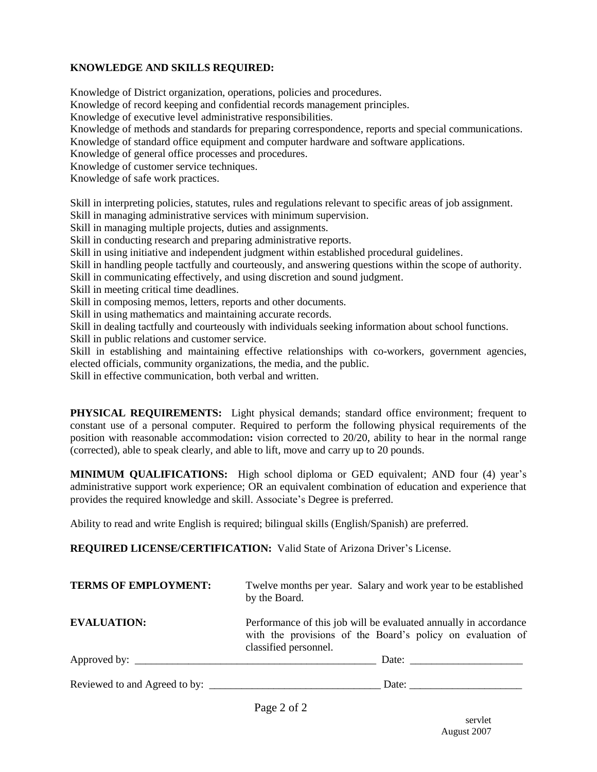**KNOWLEDGE AND SKILLS REQUIRED:**

Knowledge of District organization, operations, policies and procedures.
Knowledge of record keeping and confidential records management principles.
Knowledge of executive level administrative responsibilities.
Knowledge of methods and standards for preparing correspondence, reports and special communications.
Knowledge of standard office equipment and computer hardware and software applications.
Knowledge of general office processes and procedures.
Knowledge of customer service techniques.
Knowledge of safe work practices.

Skill in interpreting policies, statutes, rules and regulations relevant to specific areas of job assignment.
Skill in managing administrative services with minimum supervision.
Skill in managing multiple projects, duties and assignments.
Skill in conducting research and preparing administrative reports.
Skill in using initiative and independent judgment within established procedural guidelines.
Skill in handling people tactfully and courteously, and answering questions within the scope of authority.
Skill in communicating effectively, and using discretion and sound judgment.
Skill in meeting critical time deadlines.
Skill in composing memos, letters, reports and other documents.
Skill in using mathematics and maintaining accurate records.
Skill in dealing tactfully and courteously with individuals seeking information about school functions.
Skill in public relations and customer service.
Skill in establishing and maintaining effective relationships with co-workers, government agencies, elected officials, community organizations, the media, and the public.
Skill in effective communication, both verbal and written.

**PHYSICAL REQUIREMENTS:** Light physical demands; standard office environment; frequent to constant use of a personal computer. Required to perform the following physical requirements of the position with reasonable accommodation**:** vision corrected to 20/20, ability to hear in the normal range (corrected), able to speak clearly, and able to lift, move and carry up to 20 pounds.

**MINIMUM QUALIFICATIONS:** High school diploma or GED equivalent; AND four (4) year's administrative support work experience; OR an equivalent combination of education and experience that provides the required knowledge and skill. Associate's Degree is preferred.

Ability to read and write English is required; bilingual skills (English/Spanish) are preferred.

**REQUIRED LICENSE/CERTIFICATION:** Valid State of Arizona Driver's License.

**TERMS OF EMPLOYMENT:** Twelve months per year. Salary and work year to be established by the Board.

**EVALUATION:** Performance of this job will be evaluated annually in accordance with the provisions of the Board's policy on evaluation of classified personnel.

Approved by: ______________________________________________ Date: ____________________

Reviewed to and Agreed to by: _______________________________ Date: ____________________

servlet
August 2007